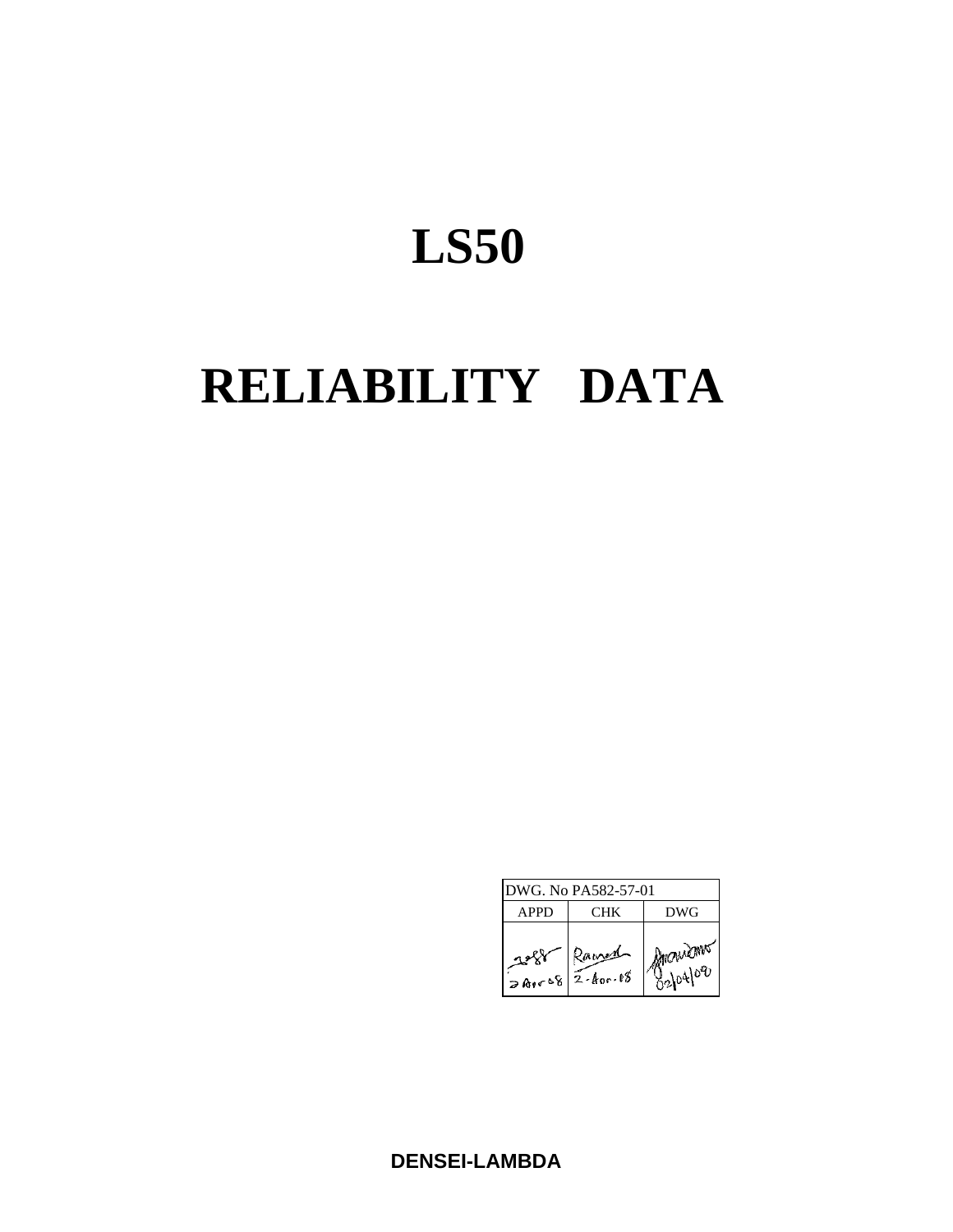# LS50

# RELIABILITY DATA

| DWG. No PA582-57-01 | | |
|---|---|---|
| APPD | CHK | DWG |
| 2 Apr 08 | Ramesh 2-Apr-08 | 02/04/08 |

**DENSEI-LAMBDA**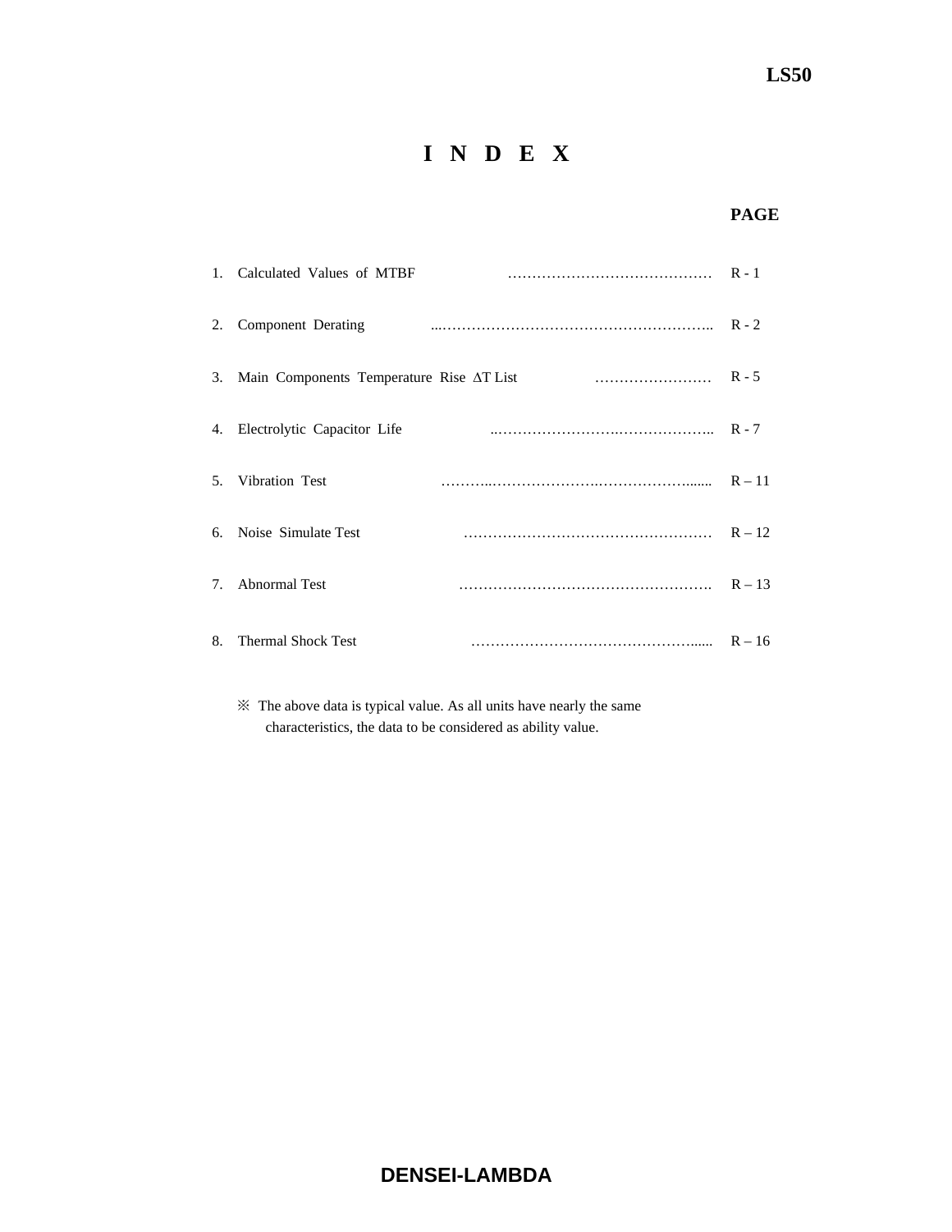# I N D E X

| | | PAGE |
|---|---|---|
| 1. | Calculated Values of MTBF | R - 1 |
| 2. | Component Derating | R - 2 |
| 3. | Main Components Temperature Rise ΔT List | R - 5 |
| 4. | Electrolytic Capacitor Life | R - 7 |
| 5. | Vibration Test | R – 11 |
| 6. | Noise Simulate Test | R – 12 |
| 7. | Abnormal Test | R – 13 |
| 8. | Thermal Shock Test | R – 16 |

※ The above data is typical value. As all units have nearly the same characteristics, the data to be considered as ability value.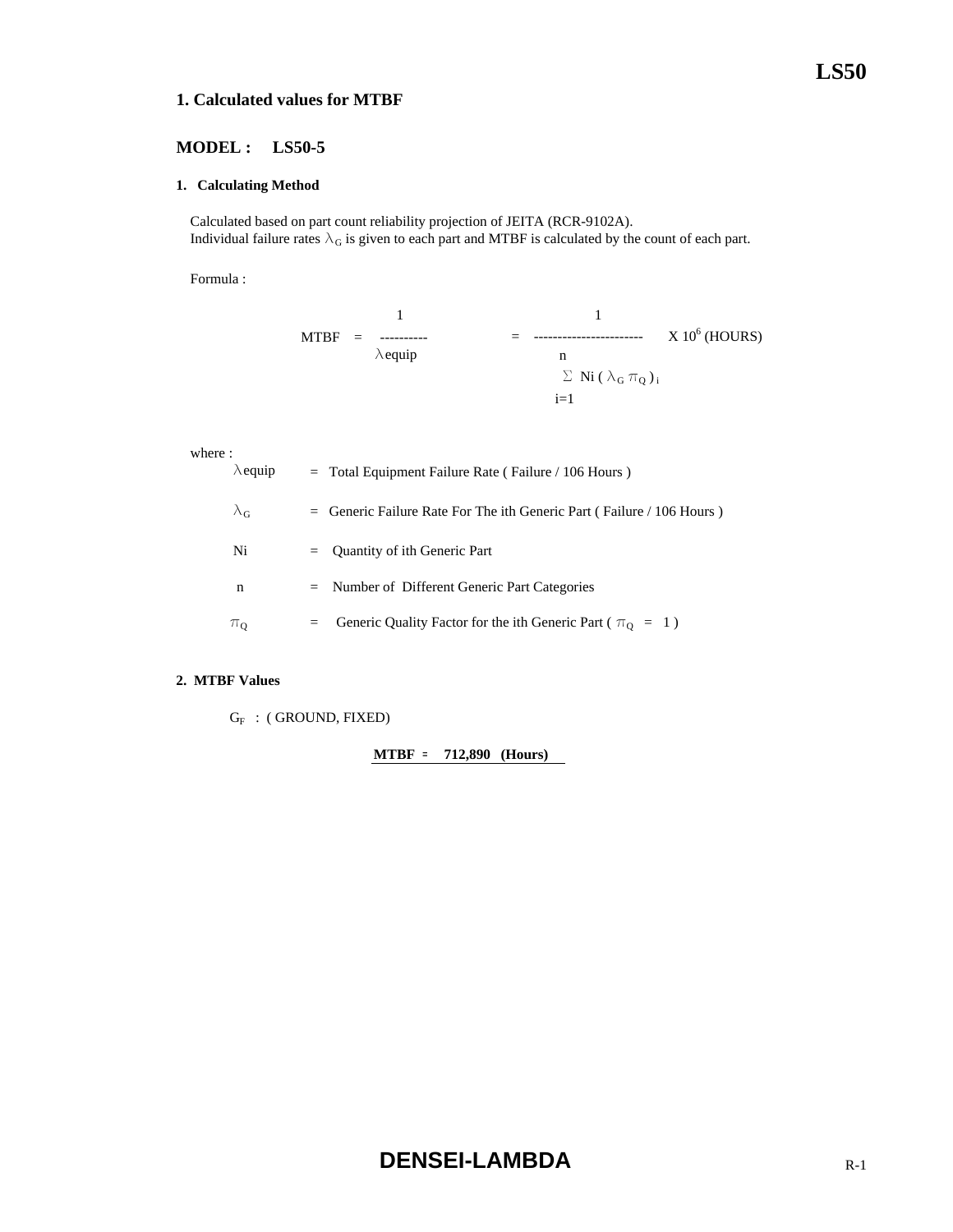## 1. Calculated values for MTBF

### MODEL : LS50-5

#### 1. Calculating Method

Calculated based on part count reliability projection of JEITA (RCR-9102A).
Individual failure rates $\lambda_G$ is given to each part and MTBF is calculated by the count of each part.

Formula :

$$\text{MTBF} = \frac{1}{\lambda_{equip}} = \frac{1}{\sum_{i=1}^{n} N_i(\lambda_G \pi_Q)_i} \times 10^6 \text{ (HOURS)}$$

where :

| | | |
|---|---|---|
| $\lambda_{equip}$ | = | Total Equipment Failure Rate ( Failure / 106 Hours ) |
| $\lambda_G$ | = | Generic Failure Rate For The ith Generic Part ( Failure / 106 Hours ) |
| Ni | = | Quantity of ith Generic Part |
| n | = | Number of Different Generic Part Categories |
| $\pi_Q$ | = | Generic Quality Factor for the ith Generic Part ( $\pi_Q$ = 1 ) |

#### 2. MTBF Values

$G_F$ : ( GROUND, FIXED)

**MTBF = 712,890 (Hours)**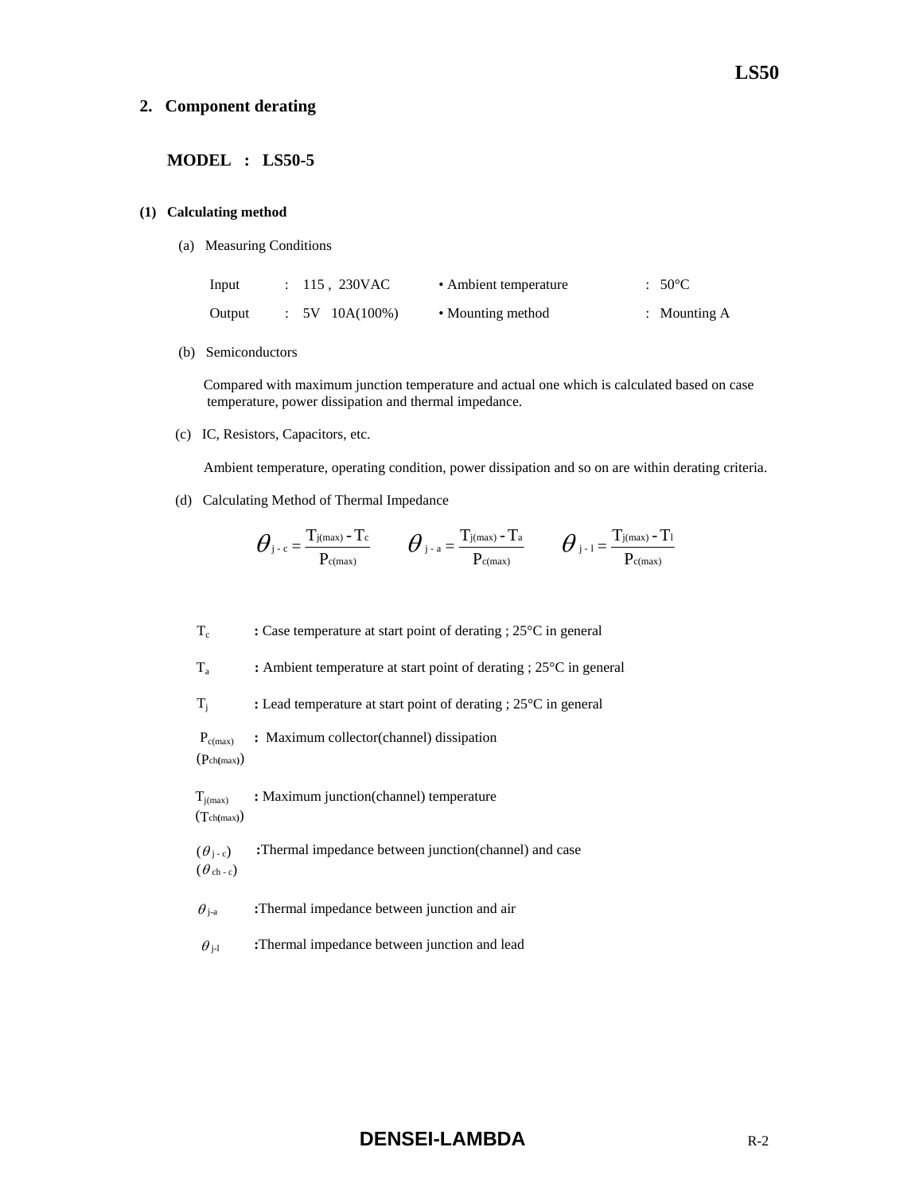## 2. Component derating

**MODEL : LS50-5**

**(1) Calculating method**

(a) Measuring Conditions

| | | | |
|---|---|---|---|
| Input | : 115 , 230VAC | • Ambient temperature | : 50°C |
| Output | : 5V 10A(100%) | • Mounting method | : Mounting A |

(b) Semiconductors

Compared with maximum junction temperature and actual one which is calculated based on case temperature, power dissipation and thermal impedance.

(c) IC, Resistors, Capacitors, etc.

Ambient temperature, operating condition, power dissipation and so on are within derating criteria.

(d) Calculating Method of Thermal Impedance

$$\theta_{j-c} = \frac{T_{j(max)} - T_c}{P_{c(max)}} \qquad \theta_{j-a} = \frac{T_{j(max)} - T_a}{P_{c(max)}} \qquad \theta_{j-l} = \frac{T_{j(max)} - T_l}{P_{c(max)}}$$

$T_c$ : Case temperature at start point of derating ; 25°C in general

$T_a$ : Ambient temperature at start point of derating ; 25°C in general

$T_j$ : Lead temperature at start point of derating ; 25°C in general

$P_{c(max)}$ ($P_{ch(max)}$) : Maximum collector(channel) dissipation

$T_{j(max)}$ ($T_{ch(max)}$) : Maximum junction(channel) temperature

($\theta_{j-c}$) ($\theta_{ch-c}$) : Thermal impedance between junction(channel) and case

$\theta_{j-a}$ : Thermal impedance between junction and air

$\theta_{j-l}$ : Thermal impedance between junction and lead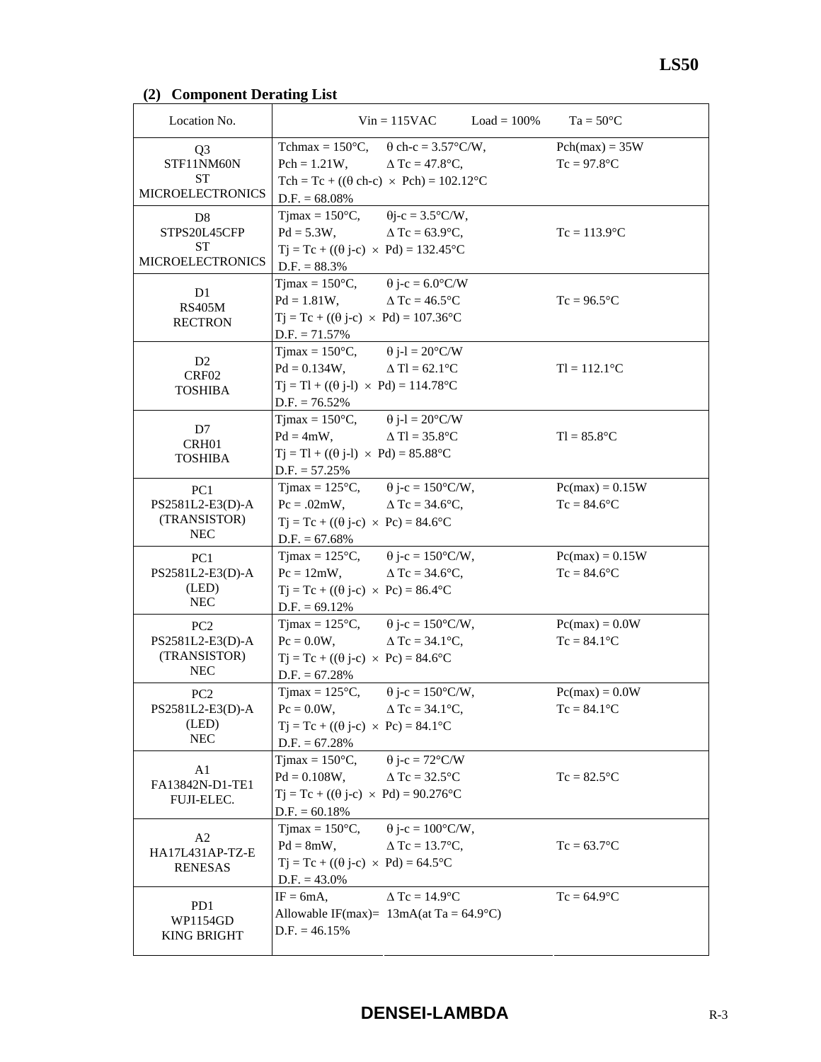### (2) Component Derating List

| Location No. | Vin = 115VAC Load = 100% Ta = 50°C | |
|---|---|---|
| Q3<br>STF11NM60N<br>ST<br>MICROELECTRONICS | Tchmax = 150°C, θ ch-c = 3.57°C/W,<br>Pch = 1.21W, Δ Tc = 47.8°C,<br>Tch = Tc + ((θ ch-c) × Pch) = 102.12°C<br>D.F. = 68.08% | Pch(max) = 35W<br>Tc = 97.8°C |
| D8<br>STPS20L45CFP<br>ST<br>MICROELECTRONICS | Tjmax = 150°C, θj-c = 3.5°C/W,<br>Pd = 5.3W, Δ Tc = 63.9°C,<br>Tj = Tc + ((θ j-c) × Pd) = 132.45°C<br>D.F. = 88.3% | Tc = 113.9°C |
| D1<br>RS405M<br>RECTRON | Tjmax = 150°C, θ j-c = 6.0°C/W<br>Pd = 1.81W, Δ Tc = 46.5°C<br>Tj = Tc + ((θ j-c) × Pd) = 107.36°C<br>D.F. = 71.57% | Tc = 96.5°C |
| D2<br>CRF02<br>TOSHIBA | Tjmax = 150°C, θ j-l = 20°C/W<br>Pd = 0.134W, Δ Tl = 62.1°C<br>Tj = Tl + ((θ j-l) × Pd) = 114.78°C<br>D.F. = 76.52% | Tl = 112.1°C |
| D7<br>CRH01<br>TOSHIBA | Tjmax = 150°C, θ j-l = 20°C/W<br>Pd = 4mW, Δ Tl = 35.8°C<br>Tj = Tl + ((θ j-l) × Pd) = 85.88°C<br>D.F. = 57.25% | Tl = 85.8°C |
| PC1<br>PS2581L2-E3(D)-A<br>(TRANSISTOR)<br>NEC | Tjmax = 125°C, θ j-c = 150°C/W,<br>Pc = .02mW, Δ Tc = 34.6°C,<br>Tj = Tc + ((θ j-c) × Pc) = 84.6°C<br>D.F. = 67.68% | Pc(max) = 0.15W<br>Tc = 84.6°C |
| PC1<br>PS2581L2-E3(D)-A<br>(LED)<br>NEC | Tjmax = 125°C, θ j-c = 150°C/W,<br>Pc = 12mW, Δ Tc = 34.6°C,<br>Tj = Tc + ((θ j-c) × Pc) = 86.4°C<br>D.F. = 69.12% | Pc(max) = 0.15W<br>Tc = 84.6°C |
| PC2<br>PS2581L2-E3(D)-A<br>(TRANSISTOR)<br>NEC | Tjmax = 125°C, θ j-c = 150°C/W,<br>Pc = 0.0W, Δ Tc = 34.1°C,<br>Tj = Tc + ((θ j-c) × Pc) = 84.6°C<br>D.F. = 67.28% | Pc(max) = 0.0W<br>Tc = 84.1°C |
| PC2<br>PS2581L2-E3(D)-A<br>(LED)<br>NEC | Tjmax = 125°C, θ j-c = 150°C/W,<br>Pc = 0.0W, Δ Tc = 34.1°C,<br>Tj = Tc + ((θ j-c) × Pc) = 84.1°C<br>D.F. = 67.28% | Pc(max) = 0.0W<br>Tc = 84.1°C |
| A1<br>FA13842N-D1-TE1<br>FUJI-ELEC. | Tjmax = 150°C, θ j-c = 72°C/W<br>Pd = 0.108W, Δ Tc = 32.5°C<br>Tj = Tc + ((θ j-c) × Pd) = 90.276°C<br>D.F. = 60.18% | Tc = 82.5°C |
| A2<br>HA17L431AP-TZ-E<br>RENESAS | Tjmax = 150°C, θ j-c = 100°C/W,<br>Pd = 8mW, Δ Tc = 13.7°C,<br>Tj = Tc + ((θ j-c) × Pd) = 64.5°C<br>D.F. = 43.0% | Tc = 63.7°C |
| PD1<br>WP1154GD<br>KING BRIGHT | IF = 6mA, Δ Tc = 14.9°C<br>Allowable IF(max)= 13mA(at Ta = 64.9°C)<br>D.F. = 46.15% | Tc = 64.9°C |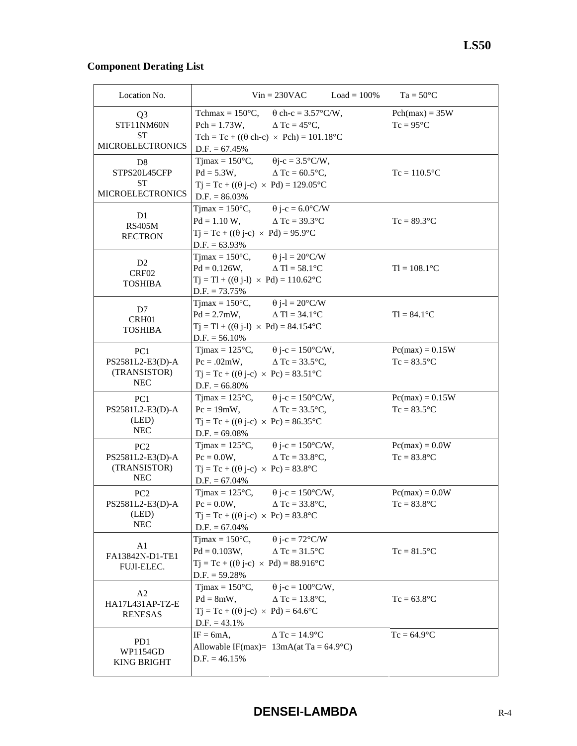## Component Derating List

| Location No. | Vin = 230VAC Load = 100% Ta = 50°C | |
|---|---|---|
| Q3<br>STF11NM60N<br>ST<br>MICROELECTRONICS | Tchmax = 150°C, θ ch-c = 3.57°C/W,<br>Pch = 1.73W, Δ Tc = 45°C,<br>Tch = Tc + ((θ ch-c) × Pch) = 101.18°C<br>D.F. = 67.45% | Pch(max) = 35W<br>Tc = 95°C |
| D8<br>STPS20L45CFP<br>ST<br>MICROELECTRONICS | Tjmax = 150°C, θj-c = 3.5°C/W,<br>Pd = 5.3W, Δ Tc = 60.5°C,<br>Tj = Tc + ((θ j-c) × Pd) = 129.05°C<br>D.F. = 86.03% | Tc = 110.5°C |
| D1<br>RS405M<br>RECTRON | Tjmax = 150°C, θ j-c = 6.0°C/W<br>Pd = 1.10 W, Δ Tc = 39.3°C<br>Tj = Tc + ((θ j-c) × Pd) = 95.9°C<br>D.F. = 63.93% | Tc = 89.3°C |
| D2<br>CRF02<br>TOSHIBA | Tjmax = 150°C, θ j-l = 20°C/W<br>Pd = 0.126W, Δ Tl = 58.1°C<br>Tj = Tl + ((θ j-l) × Pd) = 110.62°C<br>D.F. = 73.75% | Tl = 108.1°C |
| D7<br>CRH01<br>TOSHIBA | Tjmax = 150°C, θ j-l = 20°C/W<br>Pd = 2.7mW, Δ Tl = 34.1°C<br>Tj = Tl + ((θ j-l) × Pd) = 84.154°C<br>D.F. = 56.10% | Tl = 84.1°C |
| PC1<br>PS2581L2-E3(D)-A<br>(TRANSISTOR)<br>NEC | Tjmax = 125°C, θ j-c = 150°C/W,<br>Pc = .02mW, Δ Tc = 33.5°C,<br>Tj = Tc + ((θ j-c) × Pc) = 83.51°C<br>D.F. = 66.80% | Pc(max) = 0.15W<br>Tc = 83.5°C |
| PC1<br>PS2581L2-E3(D)-A<br>(LED)<br>NEC | Tjmax = 125°C, θ j-c = 150°C/W,<br>Pc = 19mW, Δ Tc = 33.5°C,<br>Tj = Tc + ((θ j-c) × Pc) = 86.35°C<br>D.F. = 69.08% | Pc(max) = 0.15W<br>Tc = 83.5°C |
| PC2<br>PS2581L2-E3(D)-A<br>(TRANSISTOR)<br>NEC | Tjmax = 125°C, θ j-c = 150°C/W,<br>Pc = 0.0W, Δ Tc = 33.8°C,<br>Tj = Tc + ((θ j-c) × Pc) = 83.8°C<br>D.F. = 67.04% | Pc(max) = 0.0W<br>Tc = 83.8°C |
| PC2<br>PS2581L2-E3(D)-A<br>(LED)<br>NEC | Tjmax = 125°C, θ j-c = 150°C/W,<br>Pc = 0.0W, Δ Tc = 33.8°C,<br>Tj = Tc + ((θ j-c) × Pc) = 83.8°C<br>D.F. = 67.04% | Pc(max) = 0.0W<br>Tc = 83.8°C |
| A1<br>FA13842N-D1-TE1<br>FUJI-ELEC. | Tjmax = 150°C, θ j-c = 72°C/W<br>Pd = 0.103W, Δ Tc = 31.5°C<br>Tj = Tc + ((θ j-c) × Pd) = 88.916°C<br>D.F. = 59.28% | Tc = 81.5°C |
| A2<br>HA17L431AP-TZ-E<br>RENESAS | Tjmax = 150°C, θ j-c = 100°C/W,<br>Pd = 8mW, Δ Tc = 13.8°C,<br>Tj = Tc + ((θ j-c) × Pd) = 64.6°C<br>D.F. = 43.1% | Tc = 63.8°C |
| PD1<br>WP1154GD<br>KING BRIGHT | IF = 6mA, Δ Tc = 14.9°C<br>Allowable IF(max)= 13mA(at Ta = 64.9°C)<br>D.F. = 46.15% | Tc = 64.9°C |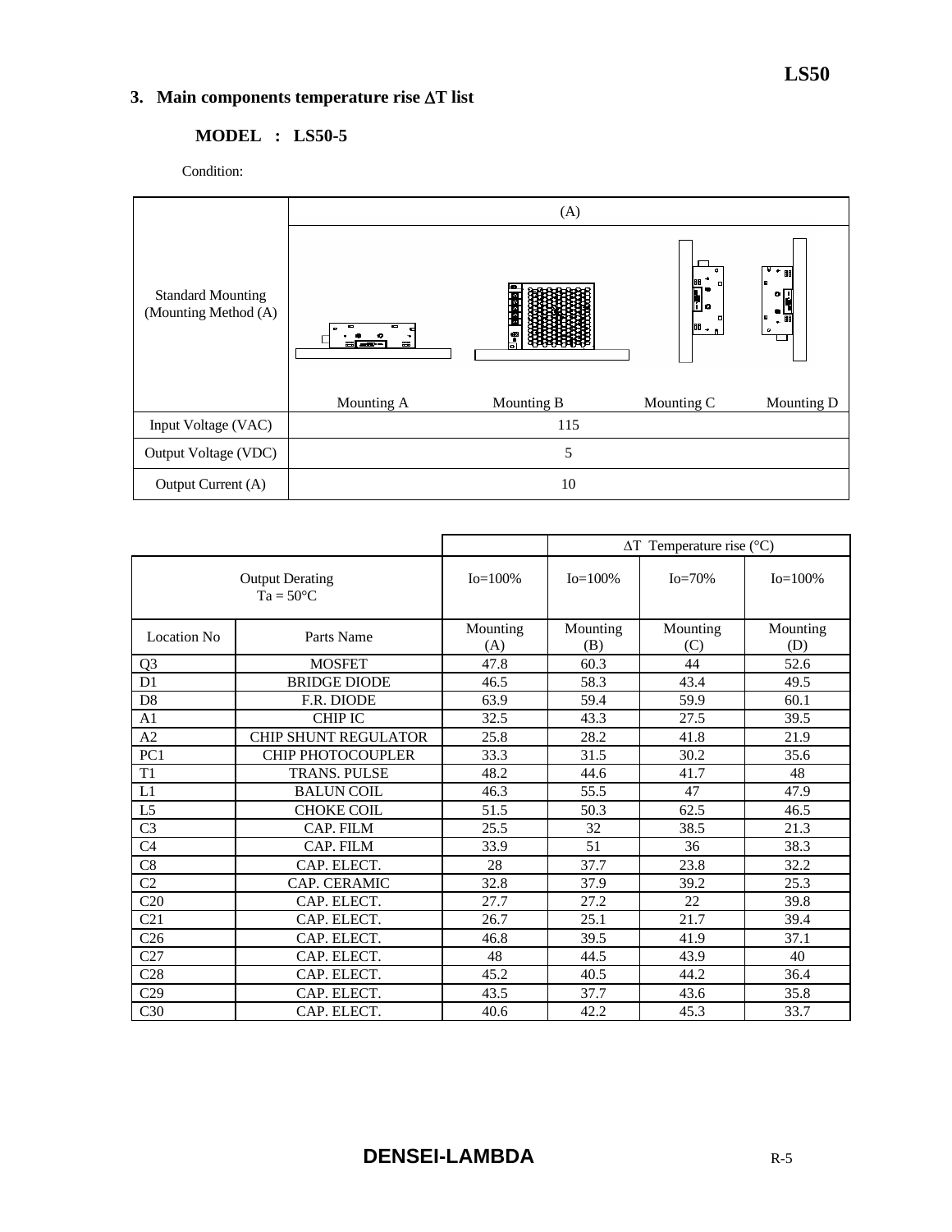## 3. Main components temperature rise ΔT list

### MODEL : LS50-5

Condition:

| | (A) | | | |
|---|---|---|---|---|
| Standard Mounting (Mounting Method (A) | Mounting A | Mounting B | Mounting C | Mounting D |
| Input Voltage (VAC) | 115 | | | |
| Output Voltage (VDC) | 5 | | | |
| Output Current (A) | 10 | | | |

| | | | ΔT Temperature rise (°C) | | |
|---|---|---|---|---|---|
| Output Derating Ta = 50°C | | Io=100% | Io=100% | Io=70% | Io=100% |
| Location No | Parts Name | Mounting (A) | Mounting (B) | Mounting (C) | Mounting (D) |
| Q3 | MOSFET | 47.8 | 60.3 | 44 | 52.6 |
| D1 | BRIDGE DIODE | 46.5 | 58.3 | 43.4 | 49.5 |
| D8 | F.R. DIODE | 63.9 | 59.4 | 59.9 | 60.1 |
| A1 | CHIP IC | 32.5 | 43.3 | 27.5 | 39.5 |
| A2 | CHIP SHUNT REGULATOR | 25.8 | 28.2 | 41.8 | 21.9 |
| PC1 | CHIP PHOTOCOUPLER | 33.3 | 31.5 | 30.2 | 35.6 |
| T1 | TRANS. PULSE | 48.2 | 44.6 | 41.7 | 48 |
| L1 | BALUN COIL | 46.3 | 55.5 | 47 | 47.9 |
| L5 | CHOKE COIL | 51.5 | 50.3 | 62.5 | 46.5 |
| C3 | CAP. FILM | 25.5 | 32 | 38.5 | 21.3 |
| C4 | CAP. FILM | 33.9 | 51 | 36 | 38.3 |
| C8 | CAP. ELECT. | 28 | 37.7 | 23.8 | 32.2 |
| C2 | CAP. CERAMIC | 32.8 | 37.9 | 39.2 | 25.3 |
| C20 | CAP. ELECT. | 27.7 | 27.2 | 22 | 39.8 |
| C21 | CAP. ELECT. | 26.7 | 25.1 | 21.7 | 39.4 |
| C26 | CAP. ELECT. | 46.8 | 39.5 | 41.9 | 37.1 |
| C27 | CAP. ELECT. | 48 | 44.5 | 43.9 | 40 |
| C28 | CAP. ELECT. | 45.2 | 40.5 | 44.2 | 36.4 |
| C29 | CAP. ELECT. | 43.5 | 37.7 | 43.6 | 35.8 |
| C30 | CAP. ELECT. | 40.6 | 42.2 | 45.3 | 33.7 |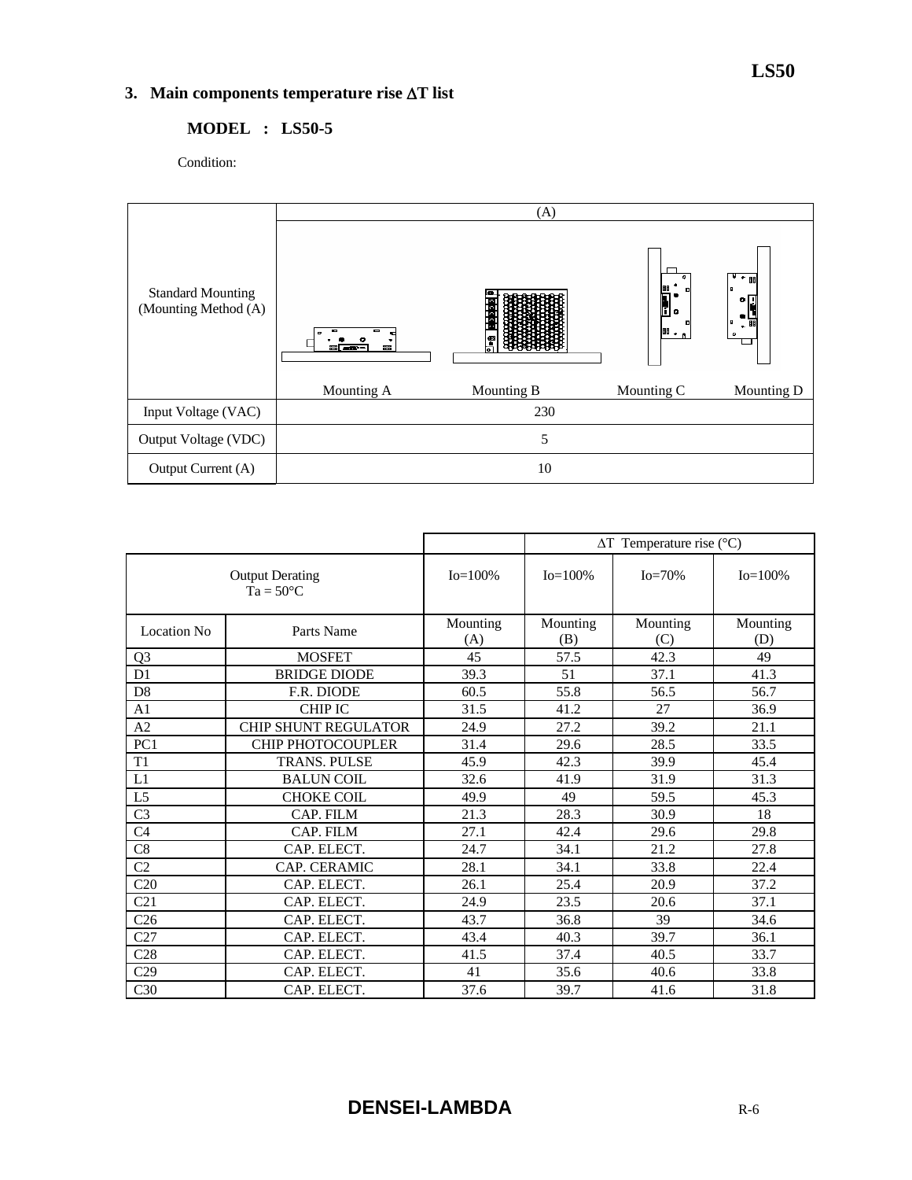## 3. Main components temperature rise ΔT list

### MODEL : LS50-5

Condition:

| | (A) | | | |
|---|---|---|---|---|
| Standard Mounting (Mounting Method (A) | Mounting A | Mounting B | Mounting C | Mounting D |
| Input Voltage (VAC) | 230 | | | |
| Output Voltage (VDC) | 5 | | | |
| Output Current (A) | 10 | | | |

| | | | ΔT Temperature rise (°C) | | |
|---|---|---|---|---|---|
| Output Derating Ta = 50°C | | Io=100% | Io=100% | Io=70% | Io=100% |
| Location No | Parts Name | Mounting (A) | Mounting (B) | Mounting (C) | Mounting (D) |
| Q3 | MOSFET | 45 | 57.5 | 42.3 | 49 |
| D1 | BRIDGE DIODE | 39.3 | 51 | 37.1 | 41.3 |
| D8 | F.R. DIODE | 60.5 | 55.8 | 56.5 | 56.7 |
| A1 | CHIP IC | 31.5 | 41.2 | 27 | 36.9 |
| A2 | CHIP SHUNT REGULATOR | 24.9 | 27.2 | 39.2 | 21.1 |
| PC1 | CHIP PHOTOCOUPLER | 31.4 | 29.6 | 28.5 | 33.5 |
| T1 | TRANS. PULSE | 45.9 | 42.3 | 39.9 | 45.4 |
| L1 | BALUN COIL | 32.6 | 41.9 | 31.9 | 31.3 |
| L5 | CHOKE COIL | 49.9 | 49 | 59.5 | 45.3 |
| C3 | CAP. FILM | 21.3 | 28.3 | 30.9 | 18 |
| C4 | CAP. FILM | 27.1 | 42.4 | 29.6 | 29.8 |
| C8 | CAP. ELECT. | 24.7 | 34.1 | 21.2 | 27.8 |
| C2 | CAP. CERAMIC | 28.1 | 34.1 | 33.8 | 22.4 |
| C20 | CAP. ELECT. | 26.1 | 25.4 | 20.9 | 37.2 |
| C21 | CAP. ELECT. | 24.9 | 23.5 | 20.6 | 37.1 |
| C26 | CAP. ELECT. | 43.7 | 36.8 | 39 | 34.6 |
| C27 | CAP. ELECT. | 43.4 | 40.3 | 39.7 | 36.1 |
| C28 | CAP. ELECT. | 41.5 | 37.4 | 40.5 | 33.7 |
| C29 | CAP. ELECT. | 41 | 35.6 | 40.6 | 33.8 |
| C30 | CAP. ELECT. | 37.6 | 39.7 | 41.6 | 31.8 |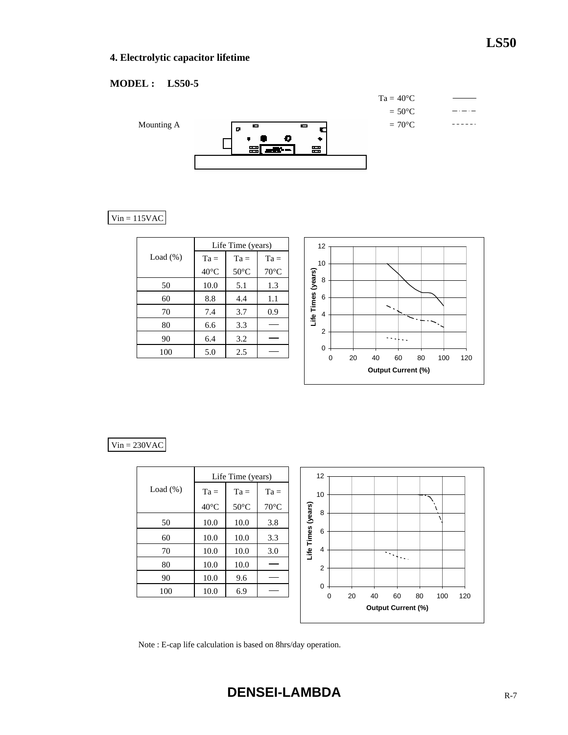## 4. Electrolytic capacitor lifetime

**MODEL : LS50-5**

Mounting A

Ta = 40°C ———
= 50°C — · — · —
= 70°C - - - - - -

Vin = 115VAC

| Load (%) | Life Time (years) | | |
|---|---|---|---|
| | Ta = 40°C | Ta = 50°C | Ta = 70°C |
| 50 | 10.0 | 5.1 | 1.3 |
| 60 | 8.8 | 4.4 | 1.1 |
| 70 | 7.4 | 3.7 | 0.9 |
| 80 | 6.6 | 3.3 | — |
| 90 | 6.4 | 3.2 | — |
| 100 | 5.0 | 2.5 | — |

Life Times (years) vs. Output Current (%)

Vin = 230VAC

| Load (%) | Life Time (years) | | |
|---|---|---|---|
| | Ta = 40°C | Ta = 50°C | Ta = 70°C |
| 50 | 10.0 | 10.0 | 3.8 |
| 60 | 10.0 | 10.0 | 3.3 |
| 70 | 10.0 | 10.0 | 3.0 |
| 80 | 10.0 | 10.0 | — |
| 90 | 10.0 | 9.6 | — |
| 100 | 10.0 | 6.9 | — |

Life Times (years) vs. Output Current (%)

Note : E-cap life calculation is based on 8hrs/day operation.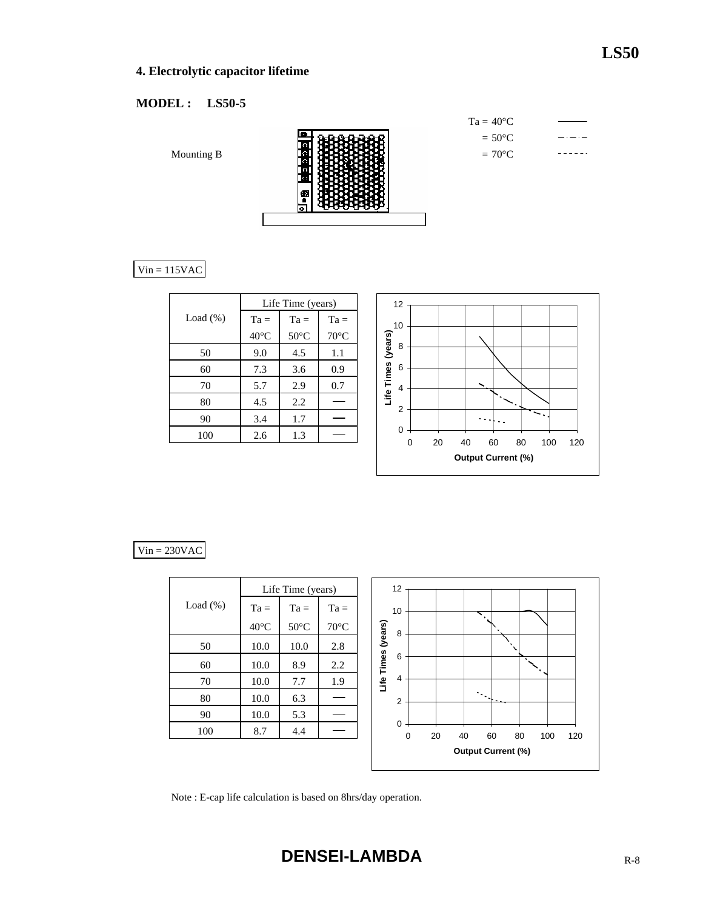## 4. Electrolytic capacitor lifetime

**MODEL : LS50-5**

Mounting B

Ta = 40°C ———
= 50°C —·—·—
= 70°C - - - - - -

Vin = 115VAC

| Load (%) | Life Time (years) | | |
|---|---|---|---|
| | Ta = 40°C | Ta = 50°C | Ta = 70°C |
| 50 | 9.0 | 4.5 | 1.1 |
| 60 | 7.3 | 3.6 | 0.9 |
| 70 | 5.7 | 2.9 | 0.7 |
| 80 | 4.5 | 2.2 | — |
| 90 | 3.4 | 1.7 | — |
| 100 | 2.6 | 1.3 | — |

Vin = 230VAC

| Load (%) | Life Time (years) | | |
|---|---|---|---|
| | Ta = 40°C | Ta = 50°C | Ta = 70°C |
| 50 | 10.0 | 10.0 | 2.8 |
| 60 | 10.0 | 8.9 | 2.2 |
| 70 | 10.0 | 7.7 | 1.9 |
| 80 | 10.0 | 6.3 | — |
| 90 | 10.0 | 5.3 | — |
| 100 | 8.7 | 4.4 | — |

Note : E-cap life calculation is based on 8hrs/day operation.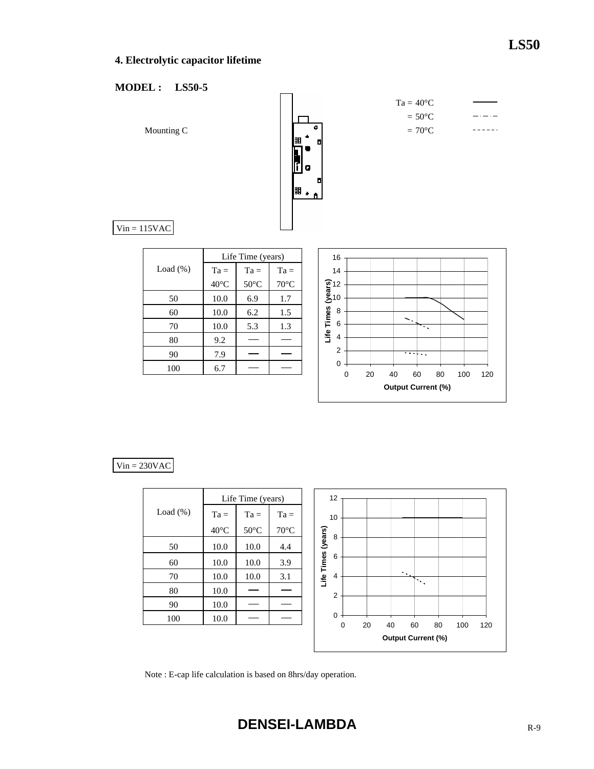## 4. Electrolytic capacitor lifetime

**MODEL : LS50-5**

Mounting C

Ta = 40°C
= 50°C
= 70°C

Vin = 115VAC

| Load (%) | Life Time (years) | | |
|---|---|---|---|
| | Ta = 40°C | Ta = 50°C | Ta = 70°C |
| 50 | 10.0 | 6.9 | 1.7 |
| 60 | 10.0 | 6.2 | 1.5 |
| 70 | 10.0 | 5.3 | 1.3 |
| 80 | 9.2 | — | — |
| 90 | 7.9 | — | — |
| 100 | 6.7 | — | — |

Vin = 230VAC

| Load (%) | Life Time (years) | | |
|---|---|---|---|
| | Ta = 40°C | Ta = 50°C | Ta = 70°C |
| 50 | 10.0 | 10.0 | 4.4 |
| 60 | 10.0 | 10.0 | 3.9 |
| 70 | 10.0 | 10.0 | 3.1 |
| 80 | 10.0 | — | — |
| 90 | 10.0 | — | — |
| 100 | 10.0 | — | — |

Note : E-cap life calculation is based on 8hrs/day operation.

**DENSEI-LAMBDA**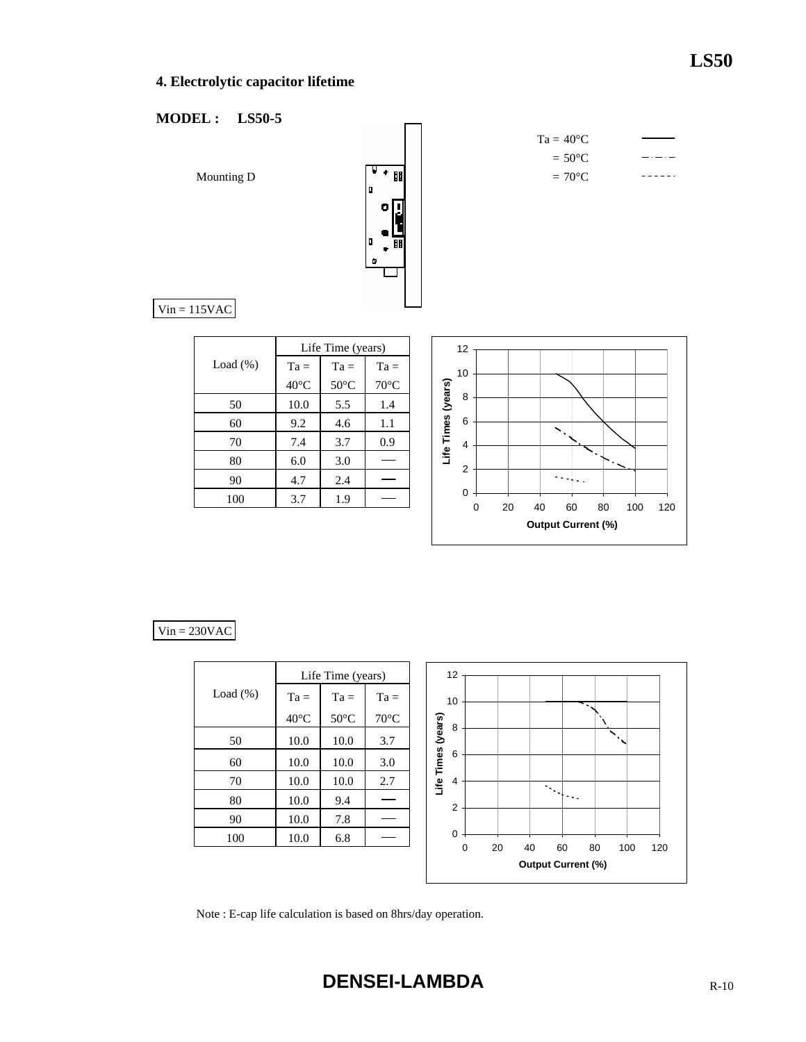## 4. Electrolytic capacitor lifetime

**MODEL : LS50-5**

Mounting D

Ta = 40°C
= 50°C
= 70°C

Vin = 115VAC

| Load (%) | Life Time (years) | | |
|---|---|---|---|
| | Ta = 40°C | Ta = 50°C | Ta = 70°C |
| 50 | 10.0 | 5.5 | 1.4 |
| 60 | 9.2 | 4.6 | 1.1 |
| 70 | 7.4 | 3.7 | 0.9 |
| 80 | 6.0 | 3.0 | — |
| 90 | 4.7 | 2.4 | — |
| 100 | 3.7 | 1.9 | — |

Vin = 230VAC

| Load (%) | Life Time (years) | | |
|---|---|---|---|
| | Ta = 40°C | Ta = 50°C | Ta = 70°C |
| 50 | 10.0 | 10.0 | 3.7 |
| 60 | 10.0 | 10.0 | 3.0 |
| 70 | 10.0 | 10.0 | 2.7 |
| 80 | 10.0 | 9.4 | — |
| 90 | 10.0 | 7.8 | — |
| 100 | 10.0 | 6.8 | — |

Note : E-cap life calculation is based on 8hrs/day operation.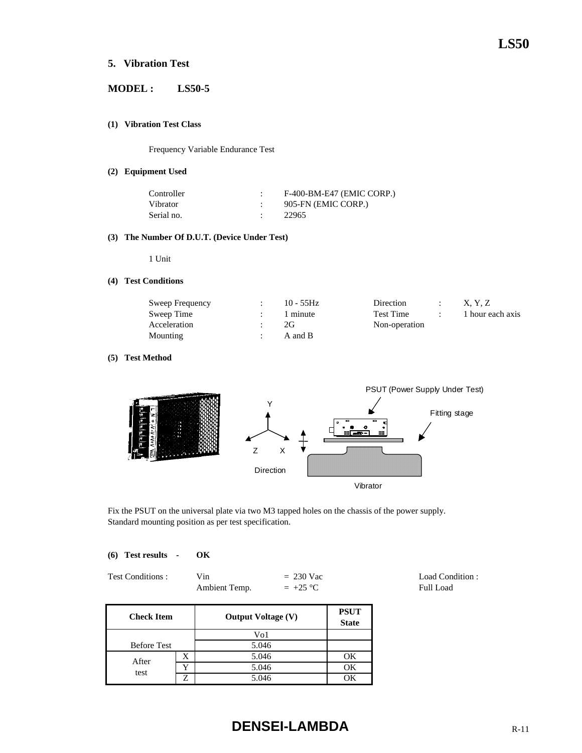## 5. Vibration Test

**MODEL : LS50-5**

**(1) Vibration Test Class**

Frequency Variable Endurance Test

**(2) Equipment Used**

| | | |
|---|---|---|
| Controller | : | F-400-BM-E47 (EMIC CORP.) |
| Vibrator | : | 905-FN (EMIC CORP.) |
| Serial no. | : | 22965 |

**(3) The Number Of D.U.T. (Device Under Test)**

1 Unit

**(4) Test Conditions**

| | | | | | |
|---|---|---|---|---|---|
| Sweep Frequency | : | 10 - 55Hz | Direction | : | X, Y, Z |
| Sweep Time | : | 1 minute | Test Time | : | 1 hour each axis |
| Acceleration | : | 2G | Non-operation | | |
| Mounting | : | A and B | | | |

**(5) Test Method**

PSUT (Power Supply Under Test)

Fitting stage

Y

Z X

Direction

Vibrator

Fix the PSUT on the universal plate via two M3 tapped holes on the chassis of the power supply.
Standard mounting position as per test specification.

**(6) Test results - OK**

Test Conditions : Vin = 230 Vac
Ambient Temp. = +25 °C

Load Condition :
Full Load

| Check Item | | Output Voltage (V) | PSUT State |
|---|---|---|---|
| | | Vo1 | |
| Before Test | | 5.046 | |
| After test | X | 5.046 | OK |
| | Y | 5.046 | OK |
| | Z | 5.046 | OK |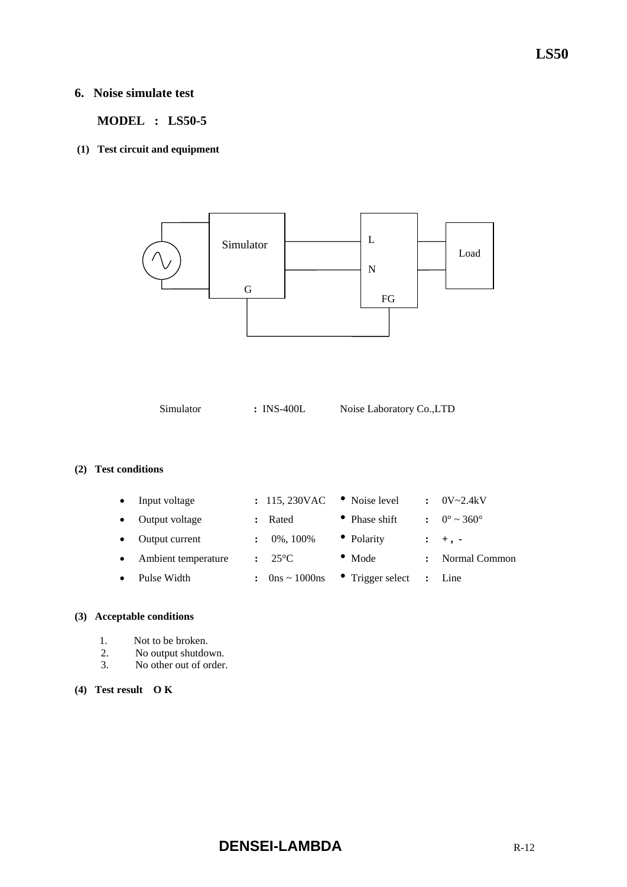## 6. Noise simulate test

**MODEL : LS50-5**

**(1) Test circuit and equipment**

Simulator L N G FG Load

Simulator : INS-400L Noise Laboratory Co.,LTD

**(2) Test conditions**

- Input voltage : 115, 230VAC
- Output voltage : Rated
- Output current : 0%, 100%
- Ambient temperature : 25°C
- Pulse Width : 0ns ~ 1000ns
- Noise level : 0V~2.4kV
- Phase shift : 0° ~ 360°
- Polarity : + , -
- Mode : Normal Common
- Trigger select : Line

**(3) Acceptable conditions**

1. Not to be broken.
2. No output shutdown.
3. No other out of order.

**(4) Test result O K**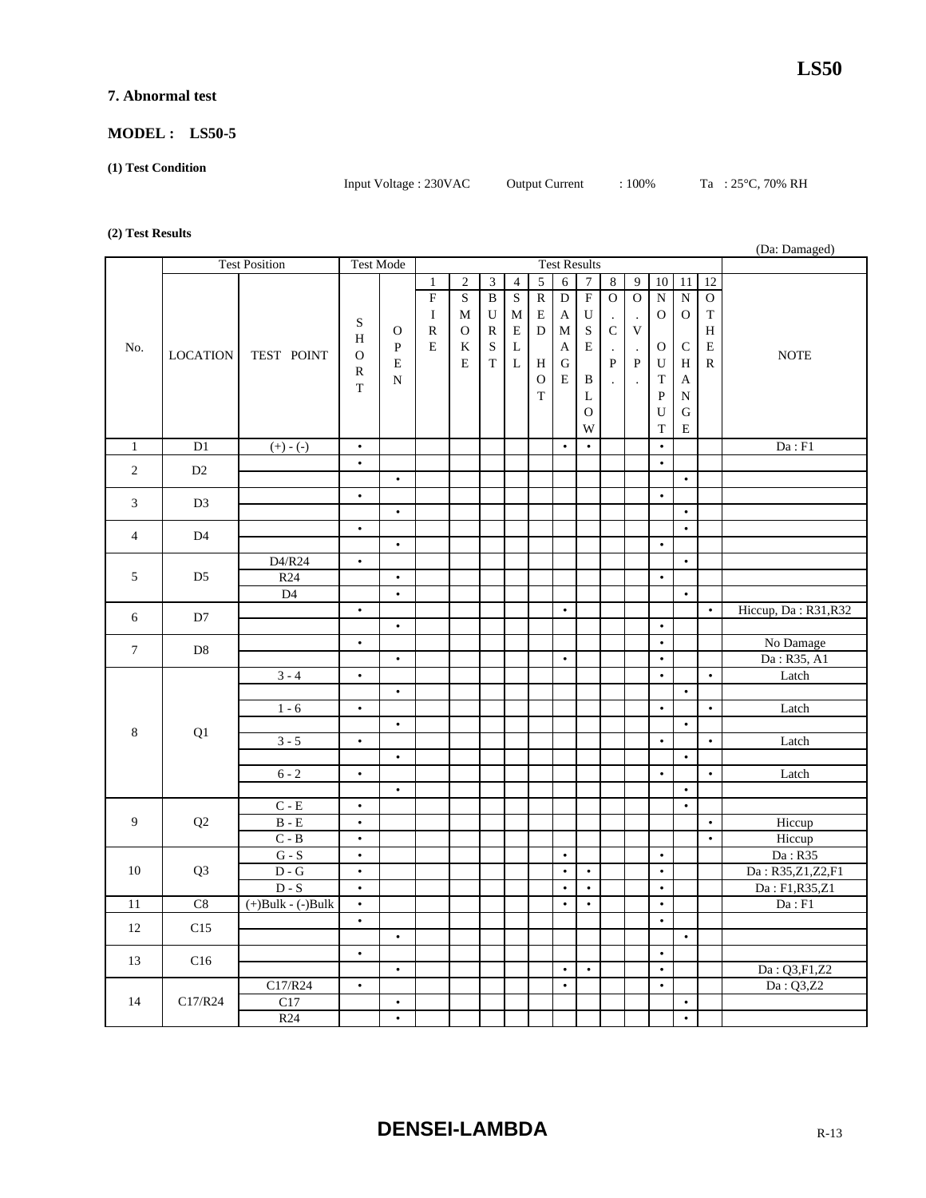## 7. Abnormal test

### MODEL : LS50-5

**(1) Test Condition**

Input Voltage : 230VAC    Output Current : 100%    Ta : 25°C, 70% RH

**(2) Test Results**

(Da: Damaged)

| No. | Test Position | | Test Mode | | Test Results | | | | | | | | | | | | NOTE |
|---|---|---|---|---|---|---|---|---|---|---|---|---|---|---|---|---|---|
| | LOCATION | TEST POINT | SHORT | OPEN | 1 FIRE | 2 SMOKE | 3 BURST | 4 SMELL | 5 RED HOT | 6 DAMAGE | 7 FUSE BLOW | 8 O.C.P. | 9 O.V.P. | 10 NO OUTPUT | 11 NO CHANGE | 12 OTHER | |
| 1 | D1 | (+) - (-) | • | | | | | | | • | • | | | • | | | Da : F1 |
| 2 | D2 | | • | | | | | | | | | | | • | | | |
| | | | | • | | | | | | | | | | | • | | |
| 3 | D3 | | • | | | | | | | | | | | • | | | |
| | | | | • | | | | | | | | | | | • | | |
| 4 | D4 | | • | | | | | | | | | | | | • | | |
| | | | | • | | | | | | | | | | • | | | |
| 5 | D5 | D4/R24 | • | | | | | | | | | | | | • | | |
| | | R24 | | • | | | | | | | | | | • | | | |
| | | D4 | | • | | | | | | | | | | | • | | |
| 6 | D7 | | • | | | | | | | • | | | | | | • | Hiccup, Da : R31,R32 |
| | | | | • | | | | | | | | | | • | | | |
| 7 | D8 | | • | | | | | | | | | | | • | | | No Damage |
| | | | | • | | | | | | • | | | | • | | | Da : R35, A1 |
| 8 | Q1 | 3 - 4 | • | | | | | | | | | | | • | | • | Latch |
| | | | | • | | | | | | | | | | | • | | |
| | | 1 - 6 | • | | | | | | | | | | | • | | • | Latch |
| | | | | • | | | | | | | | | | | • | | |
| | | 3 - 5 | • | | | | | | | | | | | • | | • | Latch |
| | | | | • | | | | | | | | | | | • | | |
| | | 6 - 2 | • | | | | | | | | | | | • | | • | Latch |
| | | | | • | | | | | | | | | | | • | | |
| 9 | Q2 | C - E | • | | | | | | | | | | | | • | | |
| | | B - E | • | | | | | | | | | | | | | • | Hiccup |
| | | C - B | • | | | | | | | | | | | | | • | Hiccup |
| 10 | Q3 | G - S | • | | | | | | | • | | | | • | | | Da : R35 |
| | | D - G | • | | | | | | | • | • | | | • | | | Da : R35,Z1,Z2,F1 |
| | | D - S | • | | | | | | | • | • | | | • | | | Da : F1,R35,Z1 |
| 11 | C8 | (+)Bulk - (-)Bulk | • | | | | | | | • | • | | | • | | | Da : F1 |
| 12 | C15 | | • | | | | | | | | | | | • | | | |
| | | | | • | | | | | | | | | | | • | | |
| 13 | C16 | | • | | | | | | | | | | | • | | | |
| | | | | • | | | | | | • | • | | | • | | | Da : Q3,F1,Z2 |
| 14 | C17/R24 | C17/R24 | • | | | | | | | • | | | | • | | | Da : Q3,Z2 |
| | | C17 | | • | | | | | | | | | | | • | | |
| | | R24 | | • | | | | | | | | | | | • | | |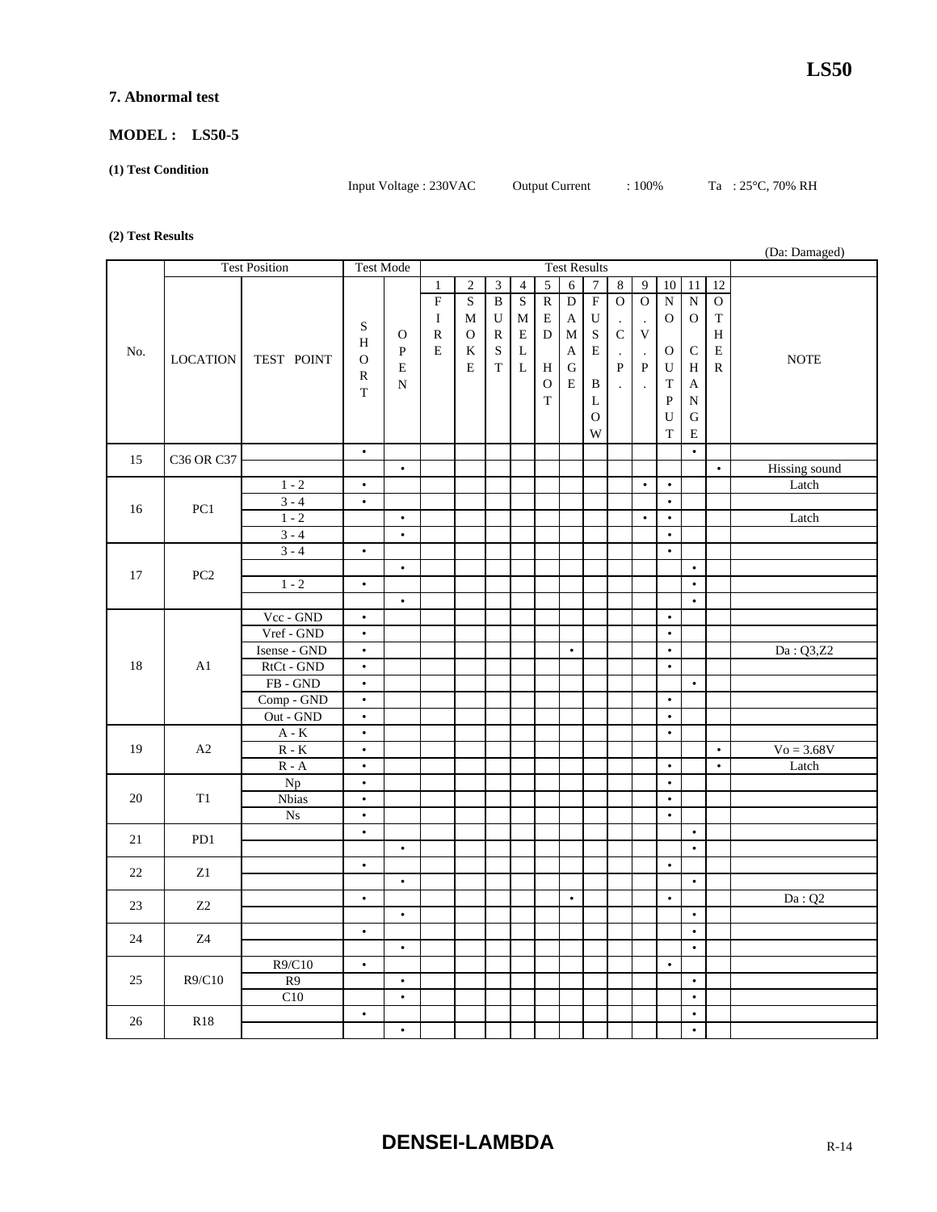## 7. Abnormal test

**MODEL : LS50-5**

**(1) Test Condition**

Input Voltage : 230VAC  Output Current : 100%  Ta : 25°C, 70% RH

**(2) Test Results**

(Da: Damaged)

| No. | Test Position | | Test Mode | | Test Results | | | | | | | | | | | | NOTE |
|---|---|---|---|---|---|---|---|---|---|---|---|---|---|---|---|---|---|
| | LOCATION | TEST POINT | SHORT | OPEN | 1 FIRE | 2 SMOKE | 3 BURST | 4 SMELL | 5 RED HOT | 6 DAMAGE | 7 FUSE BLOW | 8 O.C.P. | 9 O.V.P. | 10 NO OUTPUT | 11 NO CHANGE | 12 OTHER | |
| 15 | C36 OR C37 | | • | | | | | | | | | | | | • | | |
| | | | | • | | | | | | | | | | | | • | Hissing sound |
| 16 | PC1 | 1 - 2 | • | | | | | | | | | | • | • | | | Latch |
| | | 3 - 4 | • | | | | | | | | | | | • | | | |
| | | 1 - 2 | | • | | | | | | | | | • | • | | | Latch |
| | | 3 - 4 | | • | | | | | | | | | | • | | | |
| 17 | PC2 | 3 - 4 | • | | | | | | | | | | | • | | | |
| | | | | • | | | | | | | | | | | • | | |
| | | 1 - 2 | • | | | | | | | | | | | | • | | |
| | | | | • | | | | | | | | | | | • | | |
| 18 | A1 | Vcc - GND | • | | | | | | | | | | | • | | | |
| | | Vref - GND | • | | | | | | | | | | | • | | | |
| | | Isense - GND | • | | | | | | | • | | | | • | | | Da : Q3,Z2 |
| | | RtCt - GND | • | | | | | | | | | | | • | | | |
| | | FB - GND | • | | | | | | | | | | | | • | | |
| | | Comp - GND | • | | | | | | | | | | | • | | | |
| | | Out - GND | • | | | | | | | | | | | • | | | |
| 19 | A2 | A - K | • | | | | | | | | | | | • | | | |
| | | R - K | • | | | | | | | | | | | | | • | Vo = 3.68V |
| | | R - A | • | | | | | | | | | | | • | | • | Latch |
| 20 | T1 | Np | • | | | | | | | | | | | • | | | |
| | | Nbias | • | | | | | | | | | | | • | | | |
| | | Ns | • | | | | | | | | | | | • | | | |
| 21 | PD1 | | • | | | | | | | | | | | | • | | |
| | | | | • | | | | | | | | | | | • | | |
| 22 | Z1 | | • | | | | | | | | | | | • | | | |
| | | | | • | | | | | | | | | | | • | | |
| 23 | Z2 | | • | | | | | | | • | | | | • | | | Da : Q2 |
| | | | | • | | | | | | | | | | | • | | |
| 24 | Z4 | | • | | | | | | | | | | | | • | | |
| | | | | • | | | | | | | | | | | • | | |
| 25 | R9/C10 | R9/C10 | • | | | | | | | | | | | • | | | |
| | | R9 | | • | | | | | | | | | | | • | | |
| | | C10 | | • | | | | | | | | | | | • | | |
| 26 | R18 | | • | | | | | | | | | | | | • | | |
| | | | | • | | | | | | | | | | | • | | |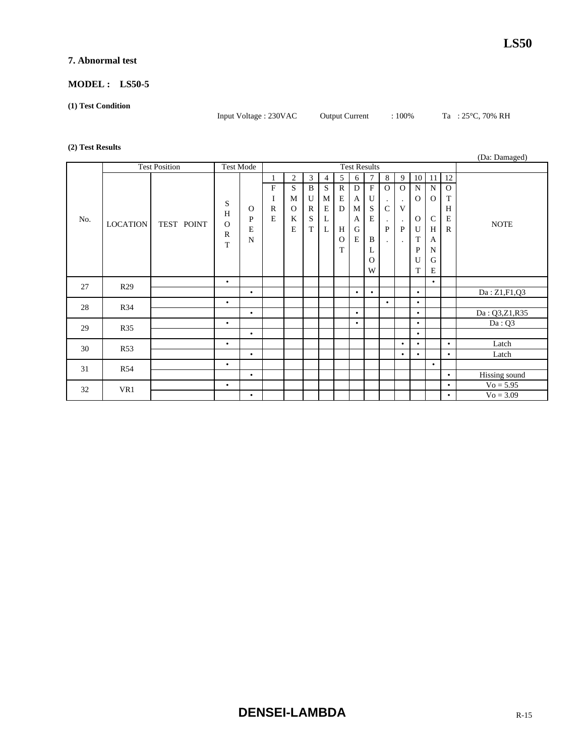## 7. Abnormal test

**MODEL : LS50-5**

**(1) Test Condition**

Input Voltage : 230VAC　　Output Current : 100%　　Ta : 25°C, 70% RH

**(2) Test Results**

(Da: Damaged)

| No. | LOCATION | TEST POINT | SHORT | OPEN | 1 FIRE | 2 SMOKE | 3 BURST | 4 SMELL | 5 RED HOT | 6 DAMAGE | 7 FUSE BLOW | 8 O.C.P. | 9 O.V.P. | 10 NO OUTPUT | 11 NO CHANGE | 12 OTHER | NOTE |
|---|---|---|---|---|---|---|---|---|---|---|---|---|---|---|---|---|---|
| 27 | R29 | | • | | | | | | | | | | | | • | | |
| | | | | • | | | | | | • | • | | | • | | | Da : Z1,F1,Q3 |
| 28 | R34 | | • | | | | | | | | | • | | • | | | |
| | | | | • | | | | | | • | | | | • | | | Da : Q3,Z1,R35 |
| 29 | R35 | | • | | | | | | | • | | | | • | | | Da : Q3 |
| | | | | • | | | | | | | | | | • | | | |
| 30 | R53 | | • | | | | | | | | | | • | • | | • | Latch |
| | | | | • | | | | | | | | | • | • | | • | Latch |
| 31 | R54 | | • | | | | | | | | | | | | • | | |
| | | | | • | | | | | | | | | | | | • | Hissing sound |
| 32 | VR1 | | • | | | | | | | | | | | | | • | Vo = 5.95 |
| | | | | • | | | | | | | | | | | | • | Vo = 3.09 |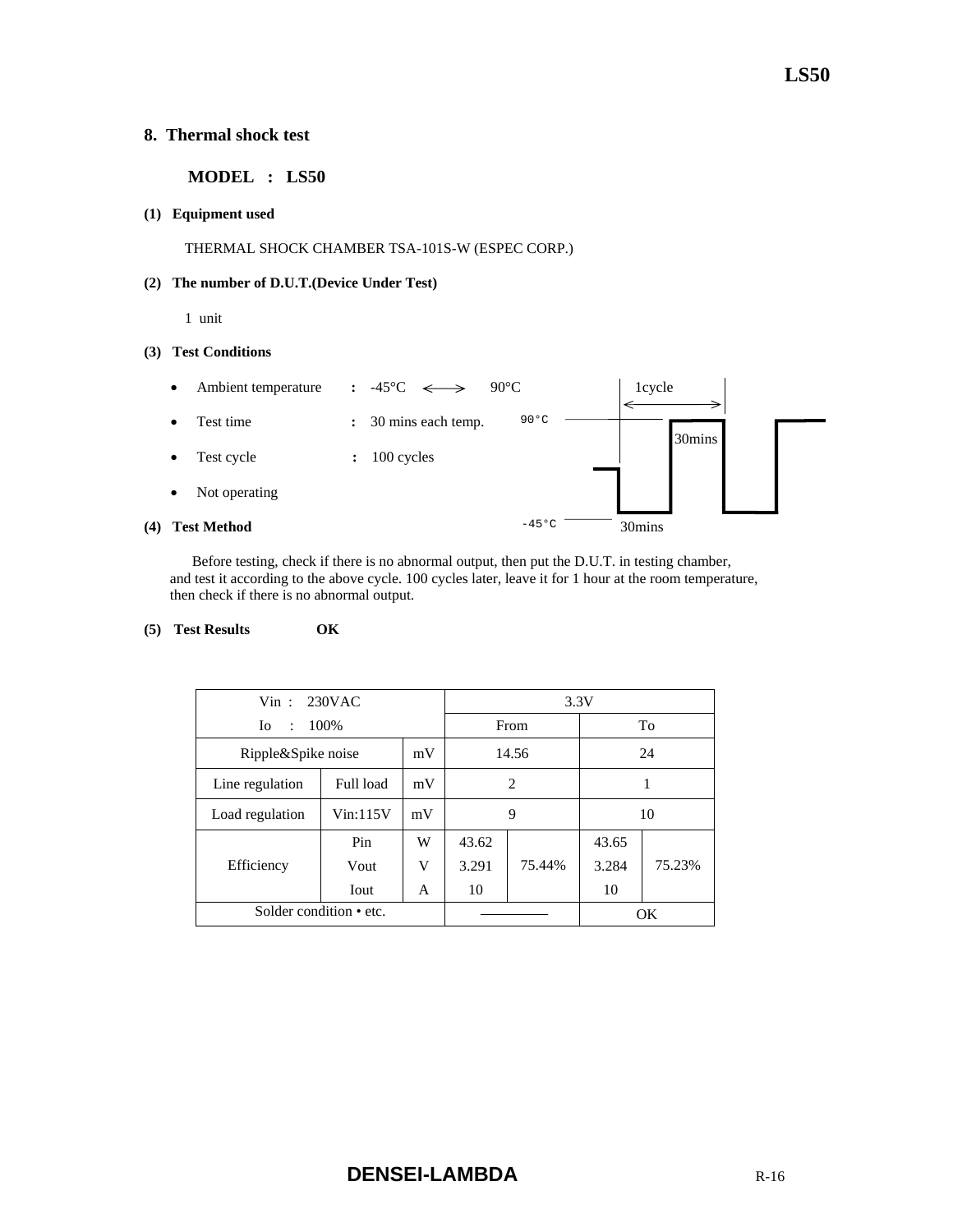## 8. Thermal shock test

**MODEL : LS50**

**(1) Equipment used**

THERMAL SHOCK CHAMBER TSA-101S-W (ESPEC CORP.)

**(2) The number of D.U.T.(Device Under Test)**

1 unit

**(3) Test Conditions**

- Ambient temperature : -45°C ⟷ 90°C
- Test time : 30 mins each temp.
- Test cycle : 100 cycles
- Not operating

1cycle
90°C
30mins
-45°C
30mins

**(4) Test Method**

Before testing, check if there is no abnormal output, then put the D.U.T. in testing chamber, and test it according to the above cycle. 100 cycles later, leave it for 1 hour at the room temperature, then check if there is no abnormal output.

**(5) Test Results OK**

| Vin : 230VAC | | | 3.3V | | | |
|---|---|---|---|---|---|---|
| Io : 100% | | | From | | To | |
| Ripple&Spike noise | | mV | 14.56 | | 24 | |
| Line regulation | Full load | mV | 2 | | 1 | |
| Load regulation | Vin:115V | mV | 9 | | 10 | |
| Efficiency | Pin | W | 43.62 | 75.44% | 43.65 | 75.23% |
| | Vout | V | 3.291 | | 3.284 | |
| | Iout | A | 10 | | 10 | |
| Solder condition • etc. | | | ――――― | | OK | |